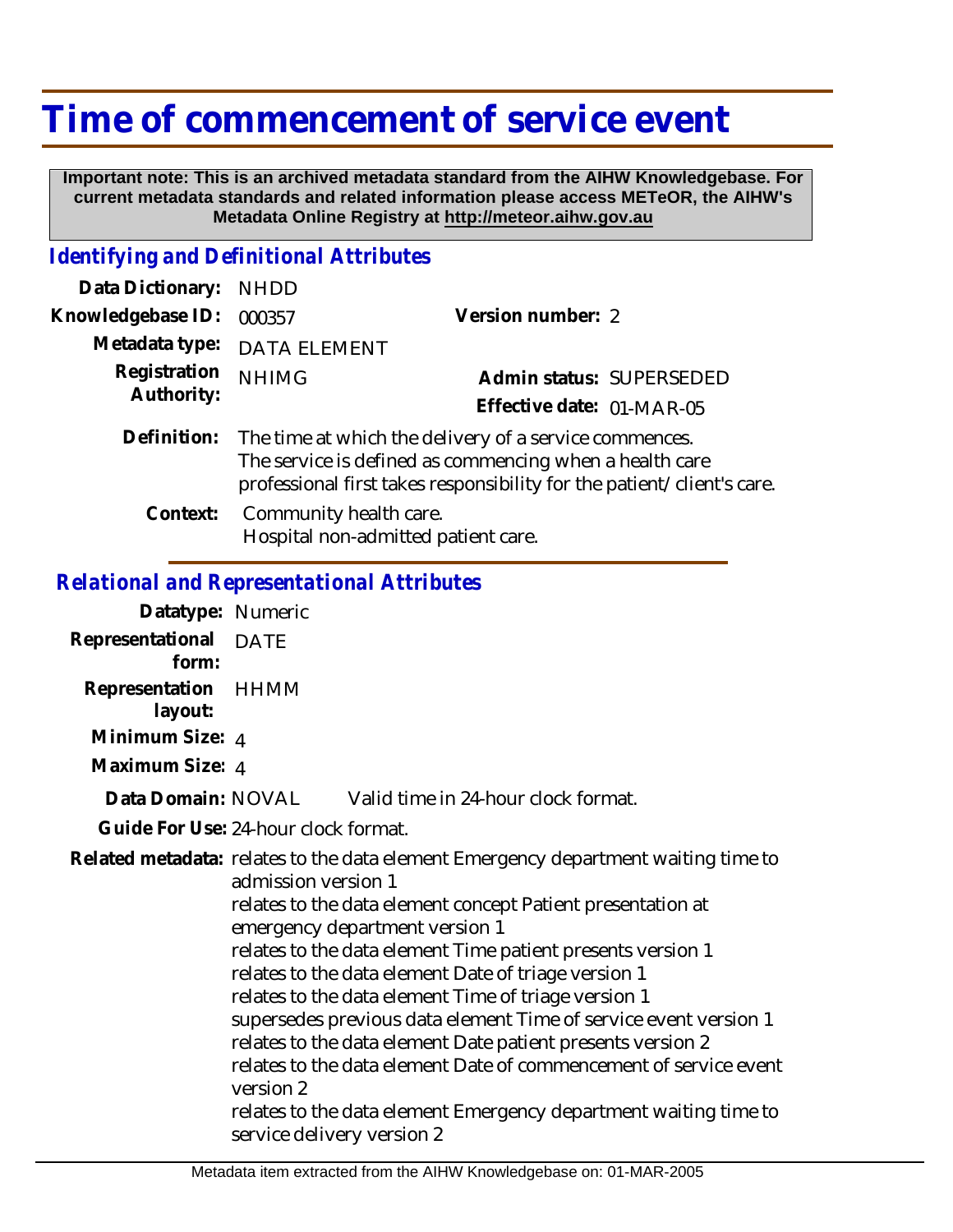# Time of commencement of service event

**Important note: This is an archived metadata standard from the AIHW Knowledgebase. For current metadata standards and related information please access METeOR, the AIHW's Metadata Online Registry at http://meteor.aihw.gov.au**

## *Identifying and Definitional Attributes*

**Data Dictionary:** NHDD

**Knowledgebase ID:** 000357

**Version number:** 2

**Metadata type:** DATA ELEMENT

**Registration Authority:** NHIMG

**Admin status:** SUPERSEDED

**Effective date:** 01-MAR-05

**Definition:** The time at which the delivery of a service commences. The service is defined as commencing when a health care professional first takes responsibility for the patient/client's care.

**Context:** Community health care.
Hospital non-admitted patient care.

## *Relational and Representational Attributes*

**Datatype:** Numeric

**Representational form:** DATE

**Representation layout:** HHMM

**Minimum Size:** 4

**Maximum Size:** 4

**Data Domain:** NOVAL Valid time in 24-hour clock format.

**Guide For Use:** 24-hour clock format.

**Related metadata:** relates to the data element Emergency department waiting time to admission version 1
relates to the data element concept Patient presentation at emergency department version 1
relates to the data element Time patient presents version 1
relates to the data element Date of triage version 1
relates to the data element Time of triage version 1
supersedes previous data element Time of service event version 1
relates to the data element Date patient presents version 2
relates to the data element Date of commencement of service event version 2
relates to the data element Emergency department waiting time to service delivery version 2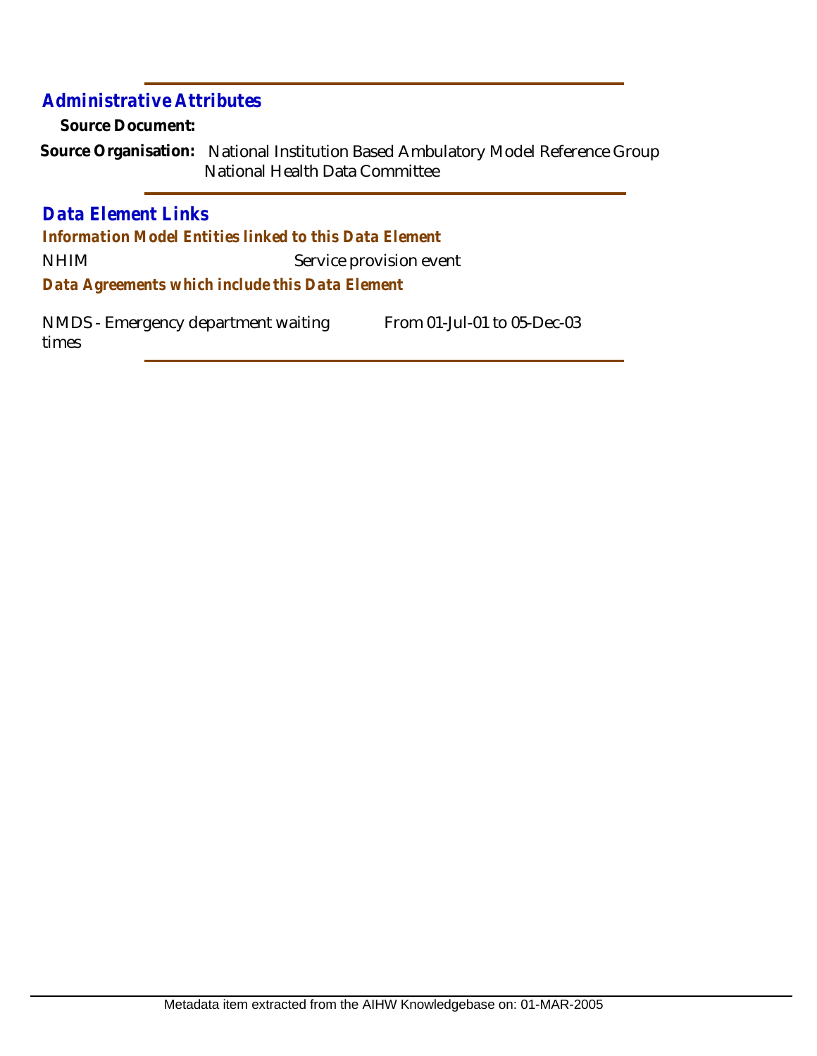## Administrative Attributes

**Source Document:**

**Source Organisation:** National Institution Based Ambulatory Model Reference Group
National Health Data Committee

## Data Element Links

### *Information Model Entities linked to this Data Element*

| | |
|---|---|
| NHIM | Service provision event |

### *Data Agreements which include this Data Element*

| | |
|---|---|
| NMDS - Emergency department waiting times | From 01-Jul-01 to 05-Dec-03 |

Metadata item extracted from the AIHW Knowledgebase on: 01-MAR-2005